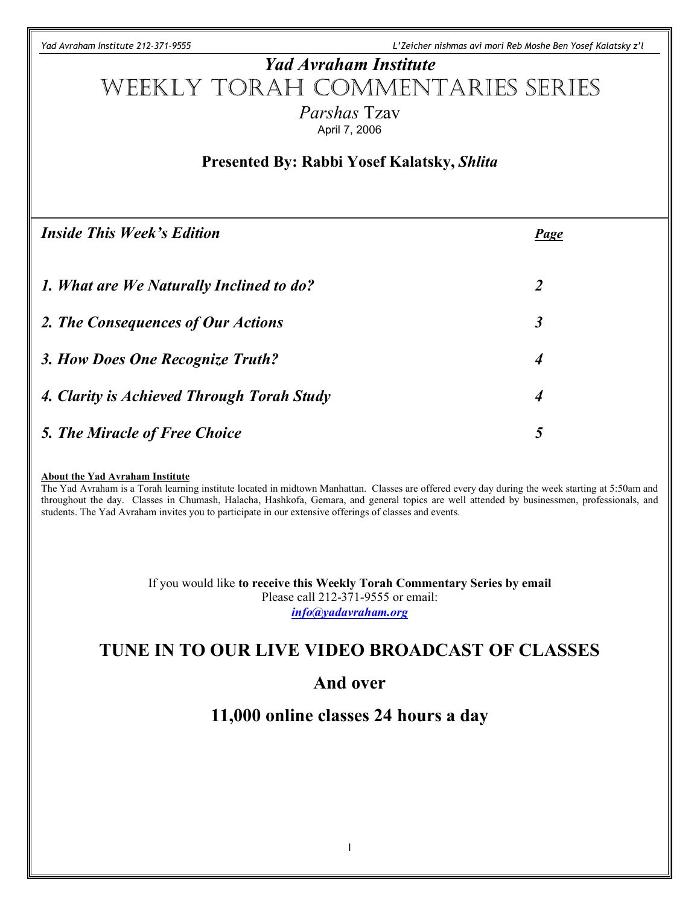# *Yad Avraham Institute*

# Weekly Torah Commentaries Series

*Parshas* Tzav

April 7, 2006

**Presented By: Rabbi Yosef Kalatsky, *Shlita***

| ***Inside This Week's Edition*** | ***Page*** |
|---|---|
| ***1. What are We Naturally Inclined to do?*** | ***2*** |
| ***2. The Consequences of Our Actions*** | ***3*** |
| ***3. How Does One Recognize Truth?*** | ***4*** |
| ***4. Clarity is Achieved Through Torah Study*** | ***4*** |
| ***5. The Miracle of Free Choice*** | ***5*** |

**About the Yad Avraham Institute**

The Yad Avraham is a Torah learning institute located in midtown Manhattan. Classes are offered every day during the week starting at 5:50am and throughout the day. Classes in Chumash, Halacha, Hashkofa, Gemara, and general topics are well attended by businessmen, professionals, and students. The Yad Avraham invites you to participate in our extensive offerings of classes and events.

If you would like **to receive this Weekly Torah Commentary Series by email**
Please call 212-371-9555 or email:
***info@yadavraham.org***

## TUNE IN TO OUR LIVE VIDEO BROADCAST OF CLASSES

## And over

## 11,000 online classes 24 hours a day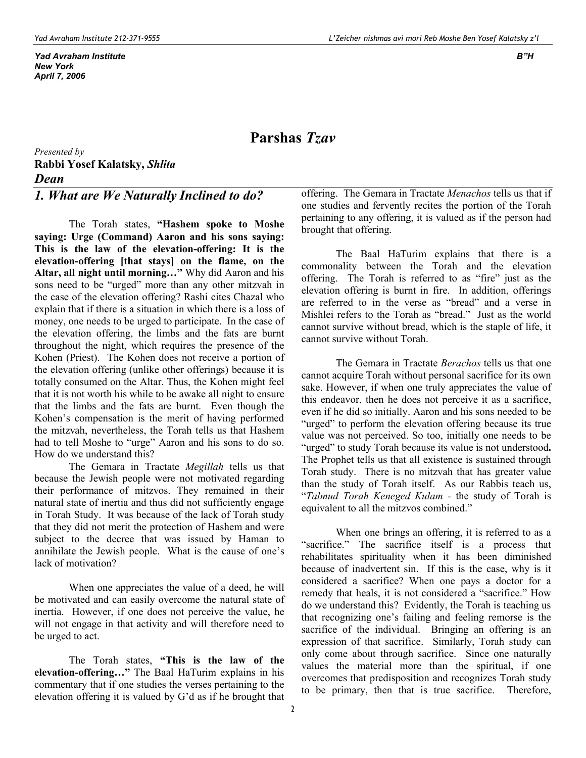Yad Avraham Institute
New York
April 7, 2006

B"H

# Parshas *Tzav*

*Presented by*
**Rabbi Yosef Kalatsky,** ***Shlita***
***Dean***

## *1. What are We Naturally Inclined to do?*

The Torah states, **"Hashem spoke to Moshe saying: Urge (Command) Aaron and his sons saying: This is the law of the elevation-offering: It is the elevation-offering [that stays] on the flame, on the Altar, all night until morning…"** Why did Aaron and his sons need to be "urged" more than any other mitzvah in the case of the elevation offering? Rashi cites Chazal who explain that if there is a situation in which there is a loss of money, one needs to be urged to participate. In the case of the elevation offering, the limbs and the fats are burnt throughout the night, which requires the presence of the Kohen (Priest). The Kohen does not receive a portion of the elevation offering (unlike other offerings) because it is totally consumed on the Altar. Thus, the Kohen might feel that it is not worth his while to be awake all night to ensure that the limbs and the fats are burnt. Even though the Kohen's compensation is the merit of having performed the mitzvah, nevertheless, the Torah tells us that Hashem had to tell Moshe to "urge" Aaron and his sons to do so. How do we understand this?

The Gemara in Tractate *Megillah* tells us that because the Jewish people were not motivated regarding their performance of mitzvos. They remained in their natural state of inertia and thus did not sufficiently engage in Torah Study. It was because of the lack of Torah study that they did not merit the protection of Hashem and were subject to the decree that was issued by Haman to annihilate the Jewish people. What is the cause of one's lack of motivation?

When one appreciates the value of a deed, he will be motivated and can easily overcome the natural state of inertia. However, if one does not perceive the value, he will not engage in that activity and will therefore need to be urged to act.

The Torah states, **"This is the law of the elevation-offering…"** The Baal HaTurim explains in his commentary that if one studies the verses pertaining to the elevation offering it is valued by G'd as if he brought that offering. The Gemara in Tractate *Menachos* tells us that if one studies and fervently recites the portion of the Torah pertaining to any offering, it is valued as if the person had brought that offering.

The Baal HaTurim explains that there is a commonality between the Torah and the elevation offering. The Torah is referred to as "fire" just as the elevation offering is burnt in fire. In addition, offerings are referred to in the verse as "bread" and a verse in Mishlei refers to the Torah as "bread." Just as the world cannot survive without bread, which is the staple of life, it cannot survive without Torah.

The Gemara in Tractate *Berachos* tells us that one cannot acquire Torah without personal sacrifice for its own sake. However, if when one truly appreciates the value of this endeavor, then he does not perceive it as a sacrifice, even if he did so initially. Aaron and his sons needed to be "urged" to perform the elevation offering because its true value was not perceived. So too, initially one needs to be "urged" to study Torah because its value is not understood**.** The Prophet tells us that all existence is sustained through Torah study. There is no mitzvah that has greater value than the study of Torah itself. As our Rabbis teach us, "*Talmud Torah Keneged Kulam* - the study of Torah is equivalent to all the mitzvos combined."

When one brings an offering, it is referred to as a "sacrifice." The sacrifice itself is a process that rehabilitates spirituality when it has been diminished because of inadvertent sin. If this is the case, why is it considered a sacrifice? When one pays a doctor for a remedy that heals, it is not considered a "sacrifice." How do we understand this? Evidently, the Torah is teaching us that recognizing one's failing and feeling remorse is the sacrifice of the individual. Bringing an offering is an expression of that sacrifice. Similarly, Torah study can only come about through sacrifice. Since one naturally values the material more than the spiritual, if one overcomes that predisposition and recognizes Torah study to be primary, then that is true sacrifice. Therefore,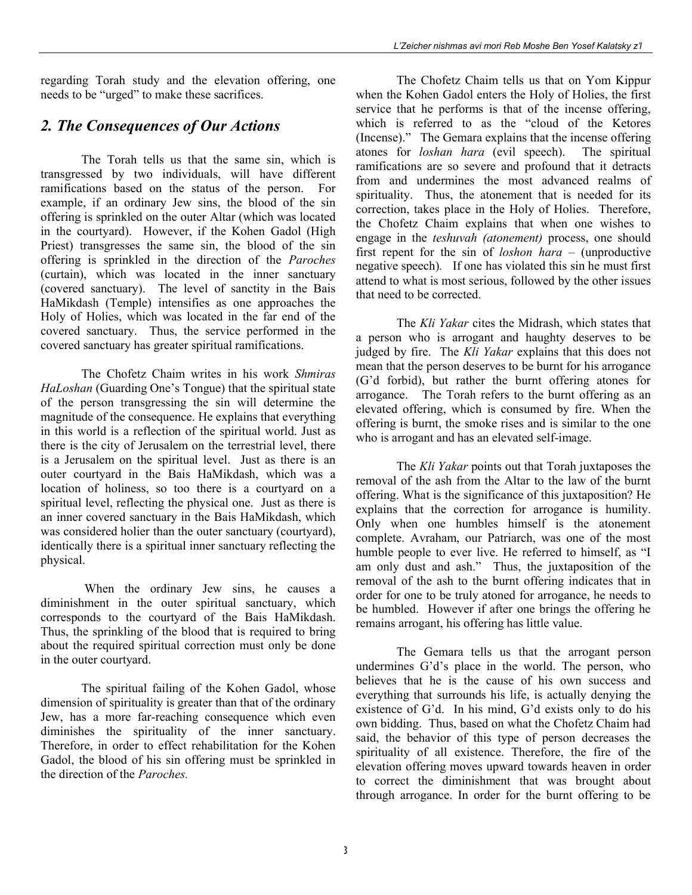regarding Torah study and the elevation offering, one needs to be "urged" to make these sacrifices.

## *2. The Consequences of Our Actions*

The Torah tells us that the same sin, which is transgressed by two individuals, will have different ramifications based on the status of the person. For example, if an ordinary Jew sins, the blood of the sin offering is sprinkled on the outer Altar (which was located in the courtyard). However, if the Kohen Gadol (High Priest) transgresses the same sin, the blood of the sin offering is sprinkled in the direction of the *Paroches* (curtain), which was located in the inner sanctuary (covered sanctuary). The level of sanctity in the Bais HaMikdash (Temple) intensifies as one approaches the Holy of Holies, which was located in the far end of the covered sanctuary. Thus, the service performed in the covered sanctuary has greater spiritual ramifications.

The Chofetz Chaim writes in his work *Shmiras HaLoshan* (Guarding One's Tongue) that the spiritual state of the person transgressing the sin will determine the magnitude of the consequence. He explains that everything in this world is a reflection of the spiritual world. Just as there is the city of Jerusalem on the terrestrial level, there is a Jerusalem on the spiritual level. Just as there is an outer courtyard in the Bais HaMikdash, which was a location of holiness, so too there is a courtyard on a spiritual level, reflecting the physical one. Just as there is an inner covered sanctuary in the Bais HaMikdash, which was considered holier than the outer sanctuary (courtyard), identically there is a spiritual inner sanctuary reflecting the physical.

When the ordinary Jew sins, he causes a diminishment in the outer spiritual sanctuary, which corresponds to the courtyard of the Bais HaMikdash. Thus, the sprinkling of the blood that is required to bring about the required spiritual correction must only be done in the outer courtyard.

The spiritual failing of the Kohen Gadol, whose dimension of spirituality is greater than that of the ordinary Jew, has a more far-reaching consequence which even diminishes the spirituality of the inner sanctuary. Therefore, in order to effect rehabilitation for the Kohen Gadol, the blood of his sin offering must be sprinkled in the direction of the *Paroches.*

The Chofetz Chaim tells us that on Yom Kippur when the Kohen Gadol enters the Holy of Holies, the first service that he performs is that of the incense offering, which is referred to as the "cloud of the Ketores (Incense)." The Gemara explains that the incense offering atones for *loshan hara* (evil speech). The spiritual ramifications are so severe and profound that it detracts from and undermines the most advanced realms of spirituality. Thus, the atonement that is needed for its correction, takes place in the Holy of Holies. Therefore, the Chofetz Chaim explains that when one wishes to engage in the *teshuvah (atonement)* process, one should first repent for the sin of *loshon hara* – (unproductive negative speech). If one has violated this sin he must first attend to what is most serious, followed by the other issues that need to be corrected.

The *Kli Yakar* cites the Midrash, which states that a person who is arrogant and haughty deserves to be judged by fire. The *Kli Yakar* explains that this does not mean that the person deserves to be burnt for his arrogance (G'd forbid), but rather the burnt offering atones for arrogance. The Torah refers to the burnt offering as an elevated offering, which is consumed by fire. When the offering is burnt, the smoke rises and is similar to the one who is arrogant and has an elevated self-image.

The *Kli Yakar* points out that Torah juxtaposes the removal of the ash from the Altar to the law of the burnt offering. What is the significance of this juxtaposition? He explains that the correction for arrogance is humility. Only when one humbles himself is the atonement complete. Avraham, our Patriarch, was one of the most humble people to ever live. He referred to himself, as "I am only dust and ash." Thus, the juxtaposition of the removal of the ash to the burnt offering indicates that in order for one to be truly atoned for arrogance, he needs to be humbled. However if after one brings the offering he remains arrogant, his offering has little value.

The Gemara tells us that the arrogant person undermines G'd's place in the world. The person, who believes that he is the cause of his own success and everything that surrounds his life, is actually denying the existence of G'd. In his mind, G'd exists only to do his own bidding. Thus, based on what the Chofetz Chaim had said, the behavior of this type of person decreases the spirituality of all existence. Therefore, the fire of the elevation offering moves upward towards heaven in order to correct the diminishment that was brought about through arrogance. In order for the burnt offering to be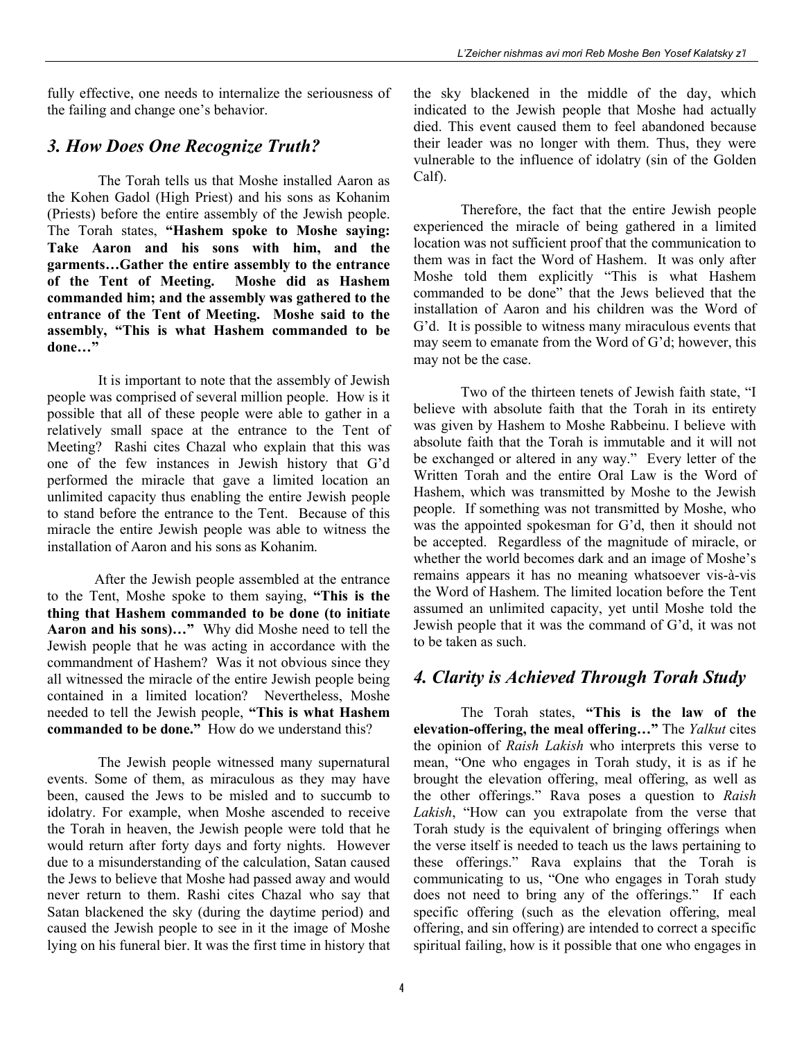fully effective, one needs to internalize the seriousness of the failing and change one's behavior.

## *3. How Does One Recognize Truth?*

The Torah tells us that Moshe installed Aaron as the Kohen Gadol (High Priest) and his sons as Kohanim (Priests) before the entire assembly of the Jewish people. The Torah states, **"Hashem spoke to Moshe saying: Take Aaron and his sons with him, and the garments…Gather the entire assembly to the entrance of the Tent of Meeting. Moshe did as Hashem commanded him; and the assembly was gathered to the entrance of the Tent of Meeting. Moshe said to the assembly, "This is what Hashem commanded to be done…"**

It is important to note that the assembly of Jewish people was comprised of several million people. How is it possible that all of these people were able to gather in a relatively small space at the entrance to the Tent of Meeting? Rashi cites Chazal who explain that this was one of the few instances in Jewish history that G'd performed the miracle that gave a limited location an unlimited capacity thus enabling the entire Jewish people to stand before the entrance to the Tent. Because of this miracle the entire Jewish people was able to witness the installation of Aaron and his sons as Kohanim.

After the Jewish people assembled at the entrance to the Tent, Moshe spoke to them saying, **"This is the thing that Hashem commanded to be done (to initiate Aaron and his sons)…"** Why did Moshe need to tell the Jewish people that he was acting in accordance with the commandment of Hashem? Was it not obvious since they all witnessed the miracle of the entire Jewish people being contained in a limited location? Nevertheless, Moshe needed to tell the Jewish people, **"This is what Hashem commanded to be done."** How do we understand this?

The Jewish people witnessed many supernatural events. Some of them, as miraculous as they may have been, caused the Jews to be misled and to succumb to idolatry. For example, when Moshe ascended to receive the Torah in heaven, the Jewish people were told that he would return after forty days and forty nights. However due to a misunderstanding of the calculation, Satan caused the Jews to believe that Moshe had passed away and would never return to them. Rashi cites Chazal who say that Satan blackened the sky (during the daytime period) and caused the Jewish people to see in it the image of Moshe lying on his funeral bier. It was the first time in history that the sky blackened in the middle of the day, which indicated to the Jewish people that Moshe had actually died. This event caused them to feel abandoned because their leader was no longer with them. Thus, they were vulnerable to the influence of idolatry (sin of the Golden Calf).

Therefore, the fact that the entire Jewish people experienced the miracle of being gathered in a limited location was not sufficient proof that the communication to them was in fact the Word of Hashem. It was only after Moshe told them explicitly "This is what Hashem commanded to be done" that the Jews believed that the installation of Aaron and his children was the Word of G'd. It is possible to witness many miraculous events that may seem to emanate from the Word of G'd; however, this may not be the case.

Two of the thirteen tenets of Jewish faith state, "I believe with absolute faith that the Torah in its entirety was given by Hashem to Moshe Rabbeinu. I believe with absolute faith that the Torah is immutable and it will not be exchanged or altered in any way." Every letter of the Written Torah and the entire Oral Law is the Word of Hashem, which was transmitted by Moshe to the Jewish people. If something was not transmitted by Moshe, who was the appointed spokesman for G'd, then it should not be accepted. Regardless of the magnitude of miracle, or whether the world becomes dark and an image of Moshe's remains appears it has no meaning whatsoever vis-à-vis the Word of Hashem. The limited location before the Tent assumed an unlimited capacity, yet until Moshe told the Jewish people that it was the command of G'd, it was not to be taken as such.

## *4. Clarity is Achieved Through Torah Study*

The Torah states, **"This is the law of the elevation-offering, the meal offering…"** The *Yalkut* cites the opinion of *Raish Lakish* who interprets this verse to mean, "One who engages in Torah study, it is as if he brought the elevation offering, meal offering, as well as the other offerings." Rava poses a question to *Raish Lakish*, "How can you extrapolate from the verse that Torah study is the equivalent of bringing offerings when the verse itself is needed to teach us the laws pertaining to these offerings." Rava explains that the Torah is communicating to us, "One who engages in Torah study does not need to bring any of the offerings." If each specific offering (such as the elevation offering, meal offering, and sin offering) are intended to correct a specific spiritual failing, how is it possible that one who engages in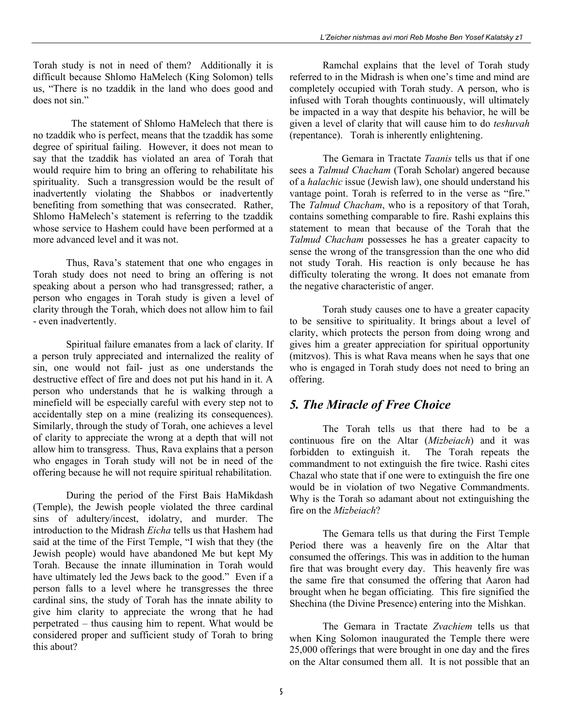Torah study is not in need of them? Additionally it is difficult because Shlomo HaMelech (King Solomon) tells us, "There is no tzaddik in the land who does good and does not sin."

The statement of Shlomo HaMelech that there is no tzaddik who is perfect, means that the tzaddik has some degree of spiritual failing. However, it does not mean to say that the tzaddik has violated an area of Torah that would require him to bring an offering to rehabilitate his spirituality. Such a transgression would be the result of inadvertently violating the Shabbos or inadvertently benefiting from something that was consecrated. Rather, Shlomo HaMelech's statement is referring to the tzaddik whose service to Hashem could have been performed at a more advanced level and it was not.

Thus, Rava's statement that one who engages in Torah study does not need to bring an offering is not speaking about a person who had transgressed; rather, a person who engages in Torah study is given a level of clarity through the Torah, which does not allow him to fail - even inadvertently.

Spiritual failure emanates from a lack of clarity. If a person truly appreciated and internalized the reality of sin, one would not fail- just as one understands the destructive effect of fire and does not put his hand in it. A person who understands that he is walking through a minefield will be especially careful with every step not to accidentally step on a mine (realizing its consequences). Similarly, through the study of Torah, one achieves a level of clarity to appreciate the wrong at a depth that will not allow him to transgress. Thus, Rava explains that a person who engages in Torah study will not be in need of the offering because he will not require spiritual rehabilitation.

During the period of the First Bais HaMikdash (Temple), the Jewish people violated the three cardinal sins of adultery/incest, idolatry, and murder. The introduction to the Midrash *Eicha* tells us that Hashem had said at the time of the First Temple, "I wish that they (the Jewish people) would have abandoned Me but kept My Torah. Because the innate illumination in Torah would have ultimately led the Jews back to the good." Even if a person falls to a level where he transgresses the three cardinal sins, the study of Torah has the innate ability to give him clarity to appreciate the wrong that he had perpetrated – thus causing him to repent. What would be considered proper and sufficient study of Torah to bring this about?

Ramchal explains that the level of Torah study referred to in the Midrash is when one's time and mind are completely occupied with Torah study. A person, who is infused with Torah thoughts continuously, will ultimately be impacted in a way that despite his behavior, he will be given a level of clarity that will cause him to do *teshuvah* (repentance). Torah is inherently enlightening.

The Gemara in Tractate *Taanis* tells us that if one sees a *Talmud Chacham* (Torah Scholar) angered because of a *halachic* issue (Jewish law), one should understand his vantage point. Torah is referred to in the verse as "fire." The *Talmud Chacham*, who is a repository of that Torah, contains something comparable to fire. Rashi explains this statement to mean that because of the Torah that the *Talmud Chacham* possesses he has a greater capacity to sense the wrong of the transgression than the one who did not study Torah. His reaction is only because he has difficulty tolerating the wrong. It does not emanate from the negative characteristic of anger.

Torah study causes one to have a greater capacity to be sensitive to spirituality. It brings about a level of clarity, which protects the person from doing wrong and gives him a greater appreciation for spiritual opportunity (mitzvos). This is what Rava means when he says that one who is engaged in Torah study does not need to bring an offering.

## *5. The Miracle of Free Choice*

The Torah tells us that there had to be a continuous fire on the Altar (*Mizbeiach*) and it was forbidden to extinguish it. The Torah repeats the commandment to not extinguish the fire twice. Rashi cites Chazal who state that if one were to extinguish the fire one would be in violation of two Negative Commandments. Why is the Torah so adamant about not extinguishing the fire on the *Mizbeiach*?

The Gemara tells us that during the First Temple Period there was a heavenly fire on the Altar that consumed the offerings. This was in addition to the human fire that was brought every day. This heavenly fire was the same fire that consumed the offering that Aaron had brought when he began officiating. This fire signified the Shechina (the Divine Presence) entering into the Mishkan.

The Gemara in Tractate *Zvachiem* tells us that when King Solomon inaugurated the Temple there were 25,000 offerings that were brought in one day and the fires on the Altar consumed them all. It is not possible that an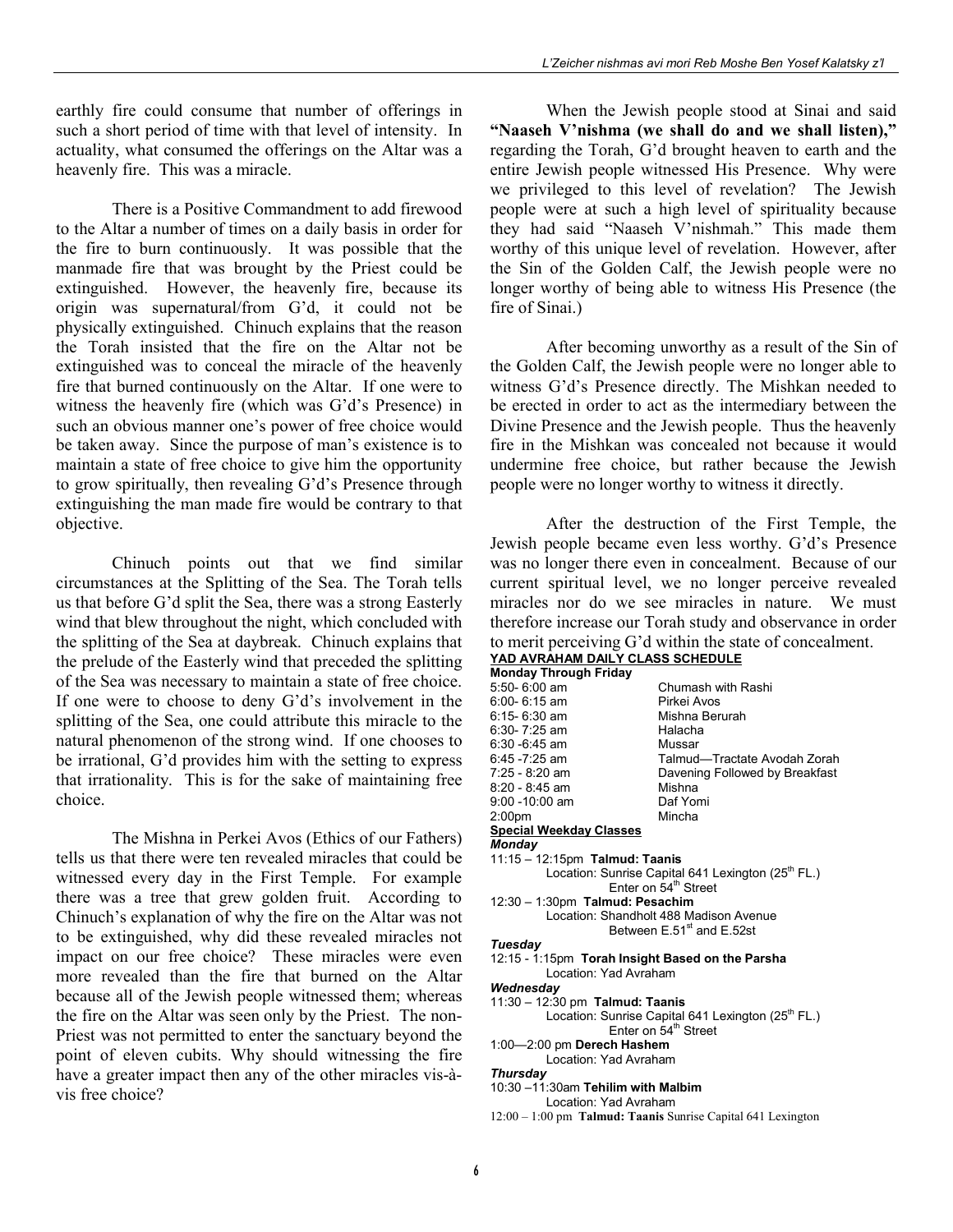earthly fire could consume that number of offerings in such a short period of time with that level of intensity. In actuality, what consumed the offerings on the Altar was a heavenly fire. This was a miracle.

There is a Positive Commandment to add firewood to the Altar a number of times on a daily basis in order for the fire to burn continuously. It was possible that the manmade fire that was brought by the Priest could be extinguished. However, the heavenly fire, because its origin was supernatural/from G'd, it could not be physically extinguished. Chinuch explains that the reason the Torah insisted that the fire on the Altar not be extinguished was to conceal the miracle of the heavenly fire that burned continuously on the Altar. If one were to witness the heavenly fire (which was G'd's Presence) in such an obvious manner one's power of free choice would be taken away. Since the purpose of man's existence is to maintain a state of free choice to give him the opportunity to grow spiritually, then revealing G'd's Presence through extinguishing the man made fire would be contrary to that objective.

Chinuch points out that we find similar circumstances at the Splitting of the Sea. The Torah tells us that before G'd split the Sea, there was a strong Easterly wind that blew throughout the night, which concluded with the splitting of the Sea at daybreak. Chinuch explains that the prelude of the Easterly wind that preceded the splitting of the Sea was necessary to maintain a state of free choice. If one were to choose to deny G'd's involvement in the splitting of the Sea, one could attribute this miracle to the natural phenomenon of the strong wind. If one chooses to be irrational, G'd provides him with the setting to express that irrationality. This is for the sake of maintaining free choice.

The Mishna in Perkei Avos (Ethics of our Fathers) tells us that there were ten revealed miracles that could be witnessed every day in the First Temple. For example there was a tree that grew golden fruit. According to Chinuch's explanation of why the fire on the Altar was not to be extinguished, why did these revealed miracles not impact on our free choice? These miracles were even more revealed than the fire that burned on the Altar because all of the Jewish people witnessed them; whereas the fire on the Altar was seen only by the Priest. The non-Priest was not permitted to enter the sanctuary beyond the point of eleven cubits. Why should witnessing the fire have a greater impact then any of the other miracles vis-à-vis free choice?

When the Jewish people stood at Sinai and said **"Naaseh V'nishma (we shall do and we shall listen),"** regarding the Torah, G'd brought heaven to earth and the entire Jewish people witnessed His Presence. Why were we privileged to this level of revelation? The Jewish people were at such a high level of spirituality because they had said "Naaseh V'nishmah." This made them worthy of this unique level of revelation. However, after the Sin of the Golden Calf, the Jewish people were no longer worthy of being able to witness His Presence (the fire of Sinai.)

After becoming unworthy as a result of the Sin of the Golden Calf, the Jewish people were no longer able to witness G'd's Presence directly. The Mishkan needed to be erected in order to act as the intermediary between the Divine Presence and the Jewish people. Thus the heavenly fire in the Mishkan was concealed not because it would undermine free choice, but rather because the Jewish people were no longer worthy to witness it directly.

After the destruction of the First Temple, the Jewish people became even less worthy. G'd's Presence was no longer there even in concealment. Because of our current spiritual level, we no longer perceive revealed miracles nor do we see miracles in nature. We must therefore increase our Torah study and observance in order to merit perceiving G'd within the state of concealment.

**YAD AVRAHAM DAILY CLASS SCHEDULE**

**Monday Through Friday**

| | |
|---|---|
| 5:50- 6:00 am | Chumash with Rashi |
| 6:00- 6:15 am | Pirkei Avos |
| 6:15- 6:30 am | Mishna Berurah |
| 6:30- 7:25 am | Halacha |
| 6:30 -6:45 am | Mussar |
| 6:45 -7:25 am | Talmud—Tractate Avodah Zorah |
| 7:25 - 8:20 am | Davening Followed by Breakfast |
| 8:20 - 8:45 am | Mishna |
| 9:00 -10:00 am | Daf Yomi |
| 2:00pm | Mincha |

**Special Weekday Classes**

***Monday***

11:15 – 12:15pm **Talmud: Taanis**
Location: Sunrise Capital 641 Lexington (25th FL.)
Enter on 54th Street

12:30 – 1:30pm **Talmud: Pesachim**
Location: Shandholt 488 Madison Avenue
Between E.51st and E.52st

***Tuesday***

12:15 - 1:15pm **Torah Insight Based on the Parsha**
Location: Yad Avraham

***Wednesday***

11:30 – 12:30 pm **Talmud: Taanis**
Location: Sunrise Capital 641 Lexington (25th FL.)
Enter on 54th Street

1:00—2:00 pm **Derech Hashem**
Location: Yad Avraham

***Thursday***

10:30 –11:30am **Tehilim with Malbim**
Location: Yad Avraham

12:00 – 1:00 pm **Talmud: Taanis** Sunrise Capital 641 Lexington